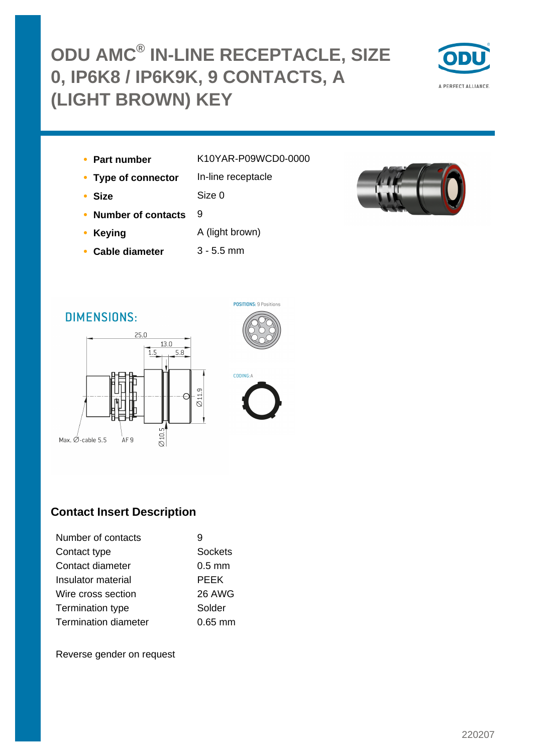# ODU AMC® IN-LINE RECEPTACLE, SIZE 0, IP6K8 / IP6K9K, 9 CONTACTS, A (LIGHT BROWN) KEY

- **Part number** K10YAR-P09WCD0-0000
- **Type of connector** In-line receptacle
- **Size** Size 0
- **Number of contacts** 9
- **Keying** A (light brown)
- **Cable diameter** 3 - 5.5 mm

DIMENSIONS:

25.0
13.0
1.5
5.8
Ø11.9
Max. Ø-cable 5.5
AF 9
Ø10.5

POSITIONS: 9 Positions

CODING: A

## Contact Insert Description

| | |
|---|---|
| Number of contacts | 9 |
| Contact type | Sockets |
| Contact diameter | 0.5 mm |
| Insulator material | PEEK |
| Wire cross section | 26 AWG |
| Termination type | Solder |
| Termination diameter | 0.65 mm |

Reverse gender on request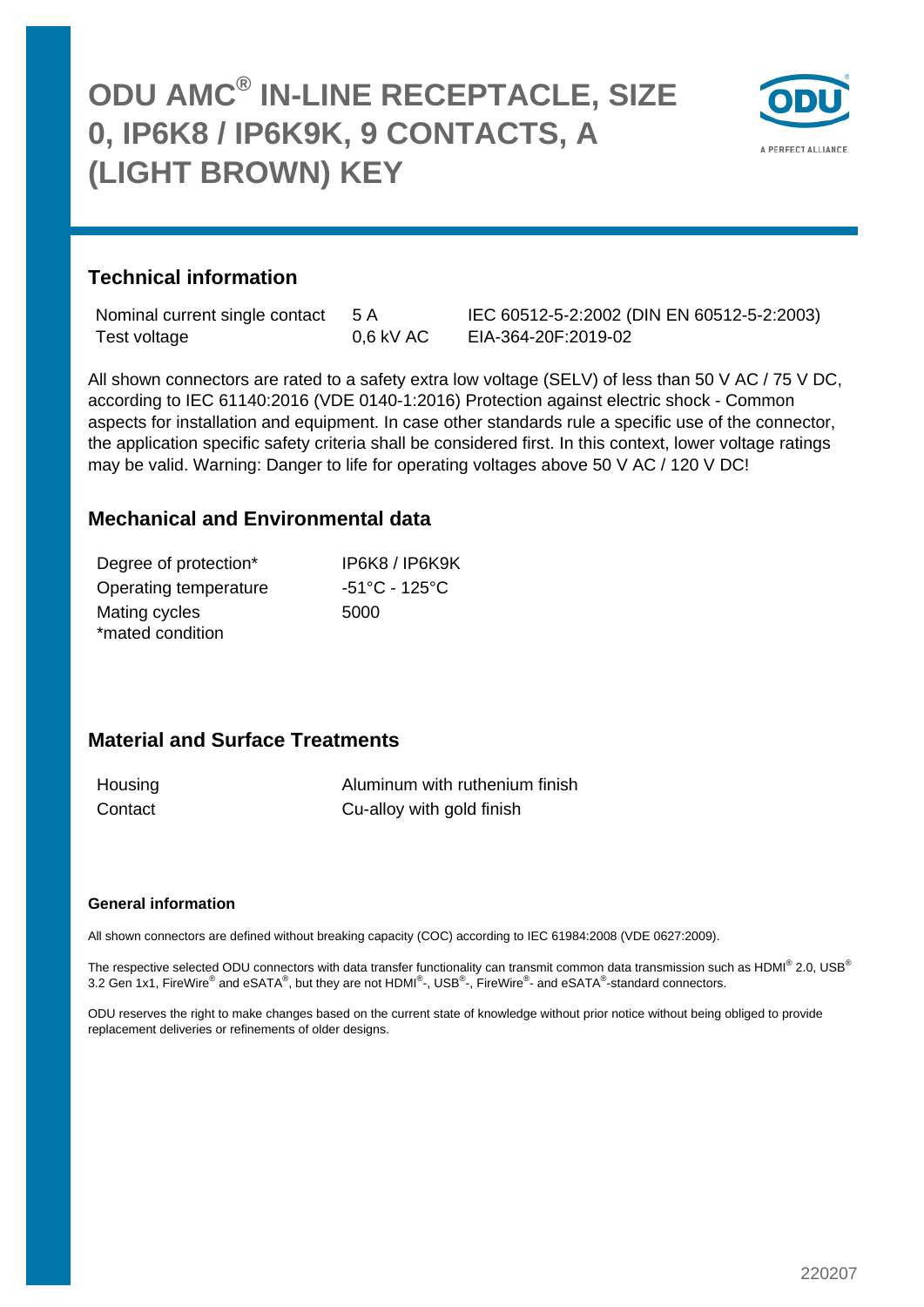# ODU AMC® IN-LINE RECEPTACLE, SIZE 0, IP6K8 / IP6K9K, 9 CONTACTS, A (LIGHT BROWN) KEY

## Technical information

| | | |
|---|---|---|
| Nominal current single contact | 5 A | IEC 60512-5-2:2002 (DIN EN 60512-5-2:2003) |
| Test voltage | 0,6 kV AC | EIA-364-20F:2019-02 |

All shown connectors are rated to a safety extra low voltage (SELV) of less than 50 V AC / 75 V DC, according to IEC 61140:2016 (VDE 0140-1:2016) Protection against electric shock - Common aspects for installation and equipment. In case other standards rule a specific use of the connector, the application specific safety criteria shall be considered first. In this context, lower voltage ratings may be valid. Warning: Danger to life for operating voltages above 50 V AC / 120 V DC!

## Mechanical and Environmental data

| | |
|---|---|
| Degree of protection* | IP6K8 / IP6K9K |
| Operating temperature | -51°C - 125°C |
| Mating cycles | 5000 |

*mated condition

## Material and Surface Treatments

| | |
|---|---|
| Housing | Aluminum with ruthenium finish |
| Contact | Cu-alloy with gold finish |

#### General information

All shown connectors are defined without breaking capacity (COC) according to IEC 61984:2008 (VDE 0627:2009).

The respective selected ODU connectors with data transfer functionality can transmit common data transmission such as HDMI® 2.0, USB® 3.2 Gen 1x1, FireWire® and eSATA®, but they are not HDMI®-, USB®-, FireWire®- and eSATA®-standard connectors.

ODU reserves the right to make changes based on the current state of knowledge without prior notice without being obliged to provide replacement deliveries or refinements of older designs.